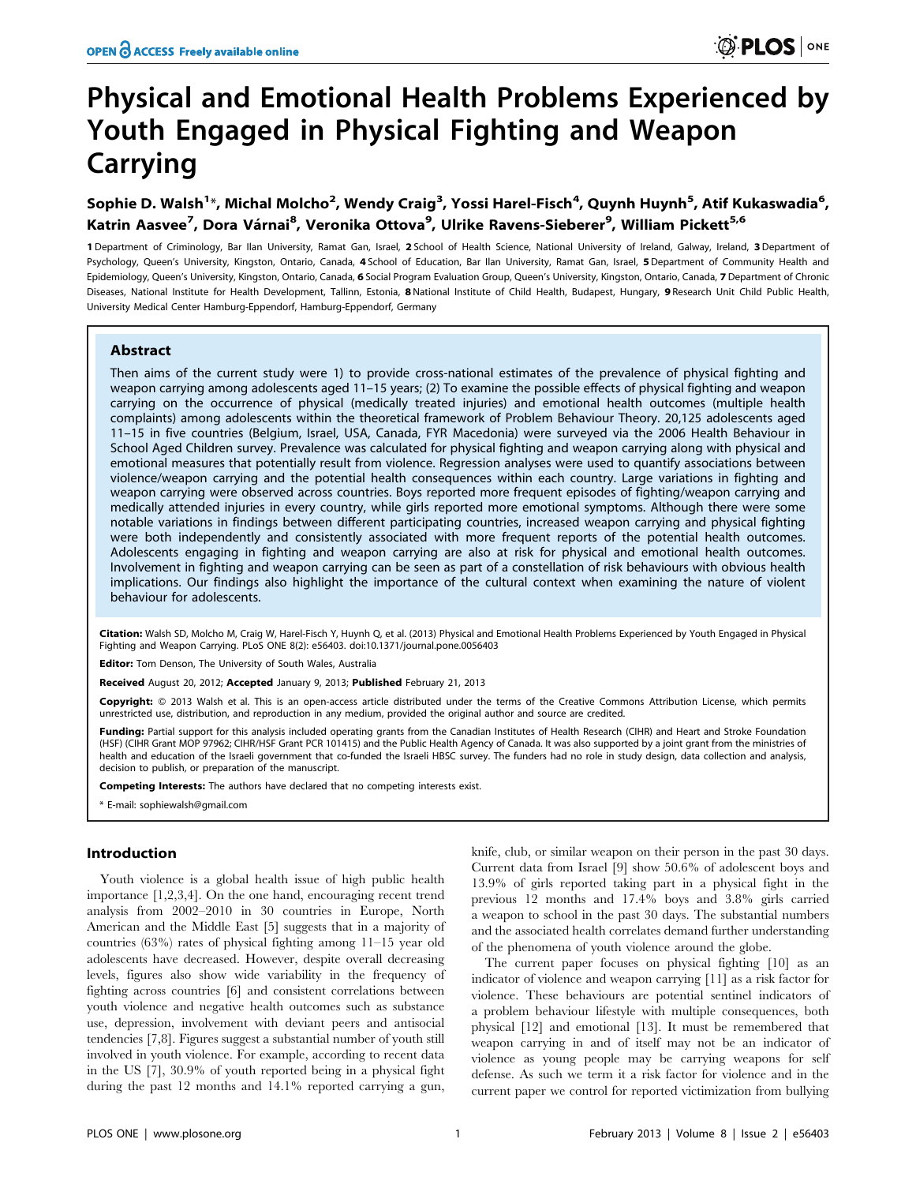# Physical and Emotional Health Problems Experienced by Youth Engaged in Physical Fighting and Weapon Carrying

**Sophie D. Walsh[1]\*, Michal Molcho[2], Wendy Craig[3], Yossi Harel-Fisch[4], Quynh Huynh[5], Atif Kukaswadia[6], Katrin Aasvee[7], Dora Várnai[8], Veronika Ottova[9], Ulrike Ravens-Sieberer[9], William Pickett[5,6]**

1 Department of Criminology, Bar Ilan University, Ramat Gan, Israel, 2 School of Health Science, National University of Ireland, Galway, Ireland, 3 Department of Psychology, Queen's University, Kingston, Ontario, Canada, 4 School of Education, Bar Ilan University, Ramat Gan, Israel, 5 Department of Community Health and Epidemiology, Queen's University, Kingston, Ontario, Canada, 6 Social Program Evaluation Group, Queen's University, Kingston, Ontario, Canada, 7 Department of Chronic Diseases, National Institute for Health Development, Tallinn, Estonia, 8 National Institute of Child Health, Budapest, Hungary, 9 Research Unit Child Public Health, University Medical Center Hamburg-Eppendorf, Hamburg-Eppendorf, Germany

## Abstract

Then aims of the current study were 1) to provide cross-national estimates of the prevalence of physical fighting and weapon carrying among adolescents aged 11–15 years; (2) To examine the possible effects of physical fighting and weapon carrying on the occurrence of physical (medically treated injuries) and emotional health outcomes (multiple health complaints) among adolescents within the theoretical framework of Problem Behaviour Theory. 20,125 adolescents aged 11–15 in five countries (Belgium, Israel, USA, Canada, FYR Macedonia) were surveyed via the 2006 Health Behaviour in School Aged Children survey. Prevalence was calculated for physical fighting and weapon carrying along with physical and emotional measures that potentially result from violence. Regression analyses were used to quantify associations between violence/weapon carrying and the potential health consequences within each country. Large variations in fighting and weapon carrying were observed across countries. Boys reported more frequent episodes of fighting/weapon carrying and medically attended injuries in every country, while girls reported more emotional symptoms. Although there were some notable variations in findings between different participating countries, increased weapon carrying and physical fighting were both independently and consistently associated with more frequent reports of the potential health outcomes. Adolescents engaging in fighting and weapon carrying are also at risk for physical and emotional health outcomes. Involvement in fighting and weapon carrying can be seen as part of a constellation of risk behaviours with obvious health implications. Our findings also highlight the importance of the cultural context when examining the nature of violent behaviour for adolescents.

**Citation:** Walsh SD, Molcho M, Craig W, Harel-Fisch Y, Huynh Q, et al. (2013) Physical and Emotional Health Problems Experienced by Youth Engaged in Physical Fighting and Weapon Carrying. PLoS ONE 8(2): e56403. doi:10.1371/journal.pone.0056403

**Editor:** Tom Denson, The University of South Wales, Australia

**Received** August 20, 2012; **Accepted** January 9, 2013; **Published** February 21, 2013

**Copyright:** © 2013 Walsh et al. This is an open-access article distributed under the terms of the Creative Commons Attribution License, which permits unrestricted use, distribution, and reproduction in any medium, provided the original author and source are credited.

**Funding:** Partial support for this analysis included operating grants from the Canadian Institutes of Health Research (CIHR) and Heart and Stroke Foundation (HSF) (CIHR Grant MOP 97962; CIHR/HSF Grant PCR 101415) and the Public Health Agency of Canada. It was also supported by a joint grant from the ministries of health and education of the Israeli government that co-funded the Israeli HBSC survey. The funders had no role in study design, data collection and analysis, decision to publish, or preparation of the manuscript.

**Competing Interests:** The authors have declared that no competing interests exist.

\* E-mail: sophiewalsh@gmail.com

## Introduction

Youth violence is a global health issue of high public health importance [1,2,3,4]. On the one hand, encouraging recent trend analysis from 2002–2010 in 30 countries in Europe, North American and the Middle East [5] suggests that in a majority of countries (63%) rates of physical fighting among 11–15 year old adolescents have decreased. However, despite overall decreasing levels, figures also show wide variability in the frequency of fighting across countries [6] and consistent correlations between youth violence and negative health outcomes such as substance use, depression, involvement with deviant peers and antisocial tendencies [7,8]. Figures suggest a substantial number of youth still involved in youth violence. For example, according to recent data in the US [7], 30.9% of youth reported being in a physical fight during the past 12 months and 14.1% reported carrying a gun, knife, club, or similar weapon on their person in the past 30 days. Current data from Israel [9] show 50.6% of adolescent boys and 13.9% of girls reported taking part in a physical fight in the previous 12 months and 17.4% boys and 3.8% girls carried a weapon to school in the past 30 days. The substantial numbers and the associated health correlates demand further understanding of the phenomena of youth violence around the globe.

The current paper focuses on physical fighting [10] as an indicator of violence and weapon carrying [11] as a risk factor for violence. These behaviours are potential sentinel indicators of a problem behaviour lifestyle with multiple consequences, both physical [12] and emotional [13]. It must be remembered that weapon carrying in and of itself may not be an indicator of violence as young people may be carrying weapons for self defense. As such we term it a risk factor for violence and in the current paper we control for reported victimization from bullying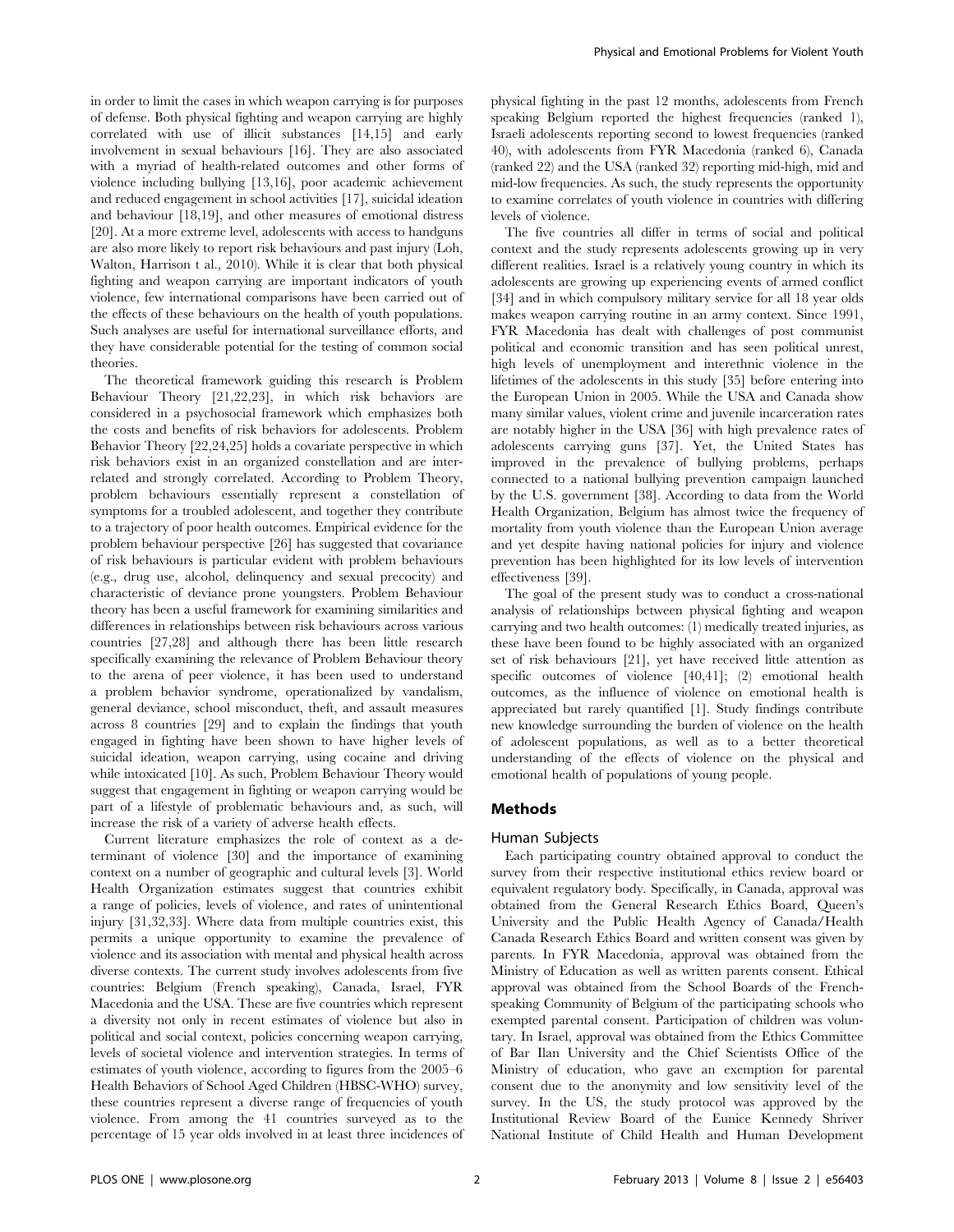in order to limit the cases in which weapon carrying is for purposes of defense. Both physical fighting and weapon carrying are highly correlated with use of illicit substances [14,15] and early involvement in sexual behaviours [16]. They are also associated with a myriad of health-related outcomes and other forms of violence including bullying [13,16], poor academic achievement and reduced engagement in school activities [17], suicidal ideation and behaviour [18,19], and other measures of emotional distress [20]. At a more extreme level, adolescents with access to handguns are also more likely to report risk behaviours and past injury (Loh, Walton, Harrison t al., 2010). While it is clear that both physical fighting and weapon carrying are important indicators of youth violence, few international comparisons have been carried out of the effects of these behaviours on the health of youth populations. Such analyses are useful for international surveillance efforts, and they have considerable potential for the testing of common social theories.

The theoretical framework guiding this research is Problem Behaviour Theory [21,22,23], in which risk behaviors are considered in a psychosocial framework which emphasizes both the costs and benefits of risk behaviors for adolescents. Problem Behavior Theory [22,24,25] holds a covariate perspective in which risk behaviors exist in an organized constellation and are interrelated and strongly correlated. According to Problem Theory, problem behaviours essentially represent a constellation of symptoms for a troubled adolescent, and together they contribute to a trajectory of poor health outcomes. Empirical evidence for the problem behaviour perspective [26] has suggested that covariance of risk behaviours is particular evident with problem behaviours (e.g., drug use, alcohol, delinquency and sexual precocity) and characteristic of deviance prone youngsters. Problem Behaviour theory has been a useful framework for examining similarities and differences in relationships between risk behaviours across various countries [27,28] and although there has been little research specifically examining the relevance of Problem Behaviour theory to the arena of peer violence, it has been used to understand a problem behavior syndrome, operationalized by vandalism, general deviance, school misconduct, theft, and assault measures across 8 countries [29] and to explain the findings that youth engaged in fighting have been shown to have higher levels of suicidal ideation, weapon carrying, using cocaine and driving while intoxicated [10]. As such, Problem Behaviour Theory would suggest that engagement in fighting or weapon carrying would be part of a lifestyle of problematic behaviours and, as such, will increase the risk of a variety of adverse health effects.

Current literature emphasizes the role of context as a determinant of violence [30] and the importance of examining context on a number of geographic and cultural levels [3]. World Health Organization estimates suggest that countries exhibit a range of policies, levels of violence, and rates of unintentional injury [31,32,33]. Where data from multiple countries exist, this permits a unique opportunity to examine the prevalence of violence and its association with mental and physical health across diverse contexts. The current study involves adolescents from five countries: Belgium (French speaking), Canada, Israel, FYR Macedonia and the USA. These are five countries which represent a diversity not only in recent estimates of violence but also in political and social context, policies concerning weapon carrying, levels of societal violence and intervention strategies. In terms of estimates of youth violence, according to figures from the 2005–6 Health Behaviors of School Aged Children (HBSC-WHO) survey, these countries represent a diverse range of frequencies of youth violence. From among the 41 countries surveyed as to the percentage of 15 year olds involved in at least three incidences of physical fighting in the past 12 months, adolescents from French speaking Belgium reported the highest frequencies (ranked 1), Israeli adolescents reporting second to lowest frequencies (ranked 40), with adolescents from FYR Macedonia (ranked 6), Canada (ranked 22) and the USA (ranked 32) reporting mid-high, mid and mid-low frequencies. As such, the study represents the opportunity to examine correlates of youth violence in countries with differing levels of violence.

The five countries all differ in terms of social and political context and the study represents adolescents growing up in very different realities. Israel is a relatively young country in which its adolescents are growing up experiencing events of armed conflict [34] and in which compulsory military service for all 18 year olds makes weapon carrying routine in an army context. Since 1991, FYR Macedonia has dealt with challenges of post communist political and economic transition and has seen political unrest, high levels of unemployment and interethnic violence in the lifetimes of the adolescents in this study [35] before entering into the European Union in 2005. While the USA and Canada show many similar values, violent crime and juvenile incarceration rates are notably higher in the USA [36] with high prevalence rates of adolescents carrying guns [37]. Yet, the United States has improved in the prevalence of bullying problems, perhaps connected to a national bullying prevention campaign launched by the U.S. government [38]. According to data from the World Health Organization, Belgium has almost twice the frequency of mortality from youth violence than the European Union average and yet despite having national policies for injury and violence prevention has been highlighted for its low levels of intervention effectiveness [39].

The goal of the present study was to conduct a cross-national analysis of relationships between physical fighting and weapon carrying and two health outcomes: (1) medically treated injuries, as these have been found to be highly associated with an organized set of risk behaviours [21], yet have received little attention as specific outcomes of violence [40,41]; (2) emotional health outcomes, as the influence of violence on emotional health is appreciated but rarely quantified [1]. Study findings contribute new knowledge surrounding the burden of violence on the health of adolescent populations, as well as to a better theoretical understanding of the effects of violence on the physical and emotional health of populations of young people.

## Methods

### Human Subjects

Each participating country obtained approval to conduct the survey from their respective institutional ethics review board or equivalent regulatory body. Specifically, in Canada, approval was obtained from the General Research Ethics Board, Queen's University and the Public Health Agency of Canada/Health Canada Research Ethics Board and written consent was given by parents. In FYR Macedonia, approval was obtained from the Ministry of Education as well as written parents consent. Ethical approval was obtained from the School Boards of the French-speaking Community of Belgium of the participating schools who exempted parental consent. Participation of children was voluntary. In Israel, approval was obtained from the Ethics Committee of Bar Ilan University and the Chief Scientists Office of the Ministry of education, who gave an exemption for parental consent due to the anonymity and low sensitivity level of the survey. In the US, the study protocol was approved by the Institutional Review Board of the Eunice Kennedy Shriver National Institute of Child Health and Human Development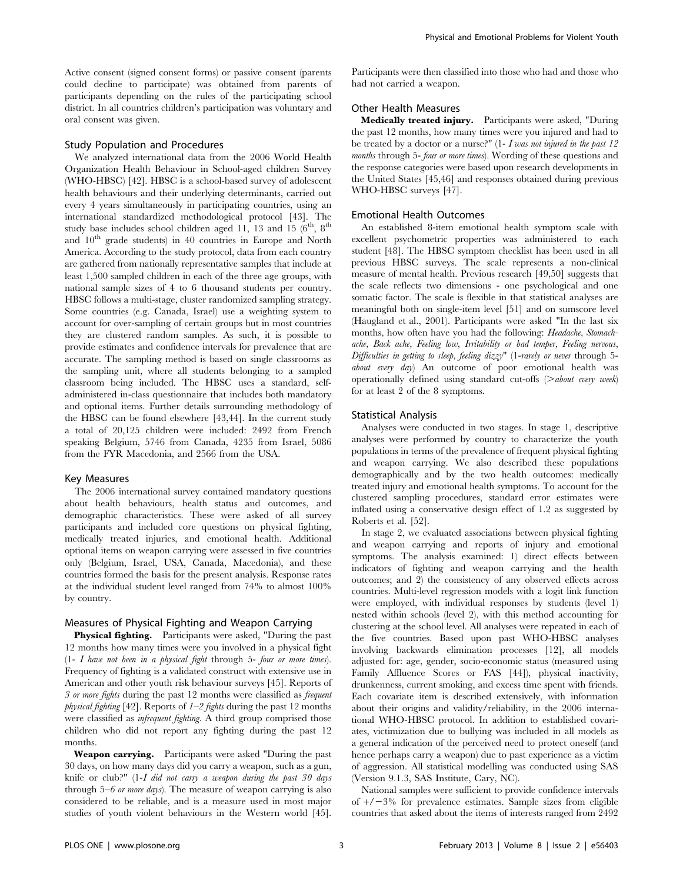Active consent (signed consent forms) or passive consent (parents could decline to participate) was obtained from parents of participants depending on the rules of the participating school district. In all countries children's participation was voluntary and oral consent was given.

## Study Population and Procedures

We analyzed international data from the 2006 World Health Organization Health Behaviour in School-aged children Survey (WHO-HBSC) [42]. HBSC is a school-based survey of adolescent health behaviours and their underlying determinants, carried out every 4 years simultaneously in participating countries, using an international standardized methodological protocol [43]. The study base includes school children aged 11, 13 and 15 (6[th], 8[th] and 10[th] grade students) in 40 countries in Europe and North America. According to the study protocol, data from each country are gathered from nationally representative samples that include at least 1,500 sampled children in each of the three age groups, with national sample sizes of 4 to 6 thousand students per country. HBSC follows a multi-stage, cluster randomized sampling strategy. Some countries (e.g. Canada, Israel) use a weighting system to account for over-sampling of certain groups but in most countries they are clustered random samples. As such, it is possible to provide estimates and confidence intervals for prevalence that are accurate. The sampling method is based on single classrooms as the sampling unit, where all students belonging to a sampled classroom being included. The HBSC uses a standard, self-administered in-class questionnaire that includes both mandatory and optional items. Further details surrounding methodology of the HBSC can be found elsewhere [43,44]. In the current study a total of 20,125 children were included: 2492 from French speaking Belgium, 5746 from Canada, 4235 from Israel, 5086 from the FYR Macedonia, and 2566 from the USA.

## Key Measures

The 2006 international survey contained mandatory questions about health behaviours, health status and outcomes, and demographic characteristics. These were asked of all survey participants and included core questions on physical fighting, medically treated injuries, and emotional health. Additional optional items on weapon carrying were assessed in five countries only (Belgium, Israel, USA, Canada, Macedonia), and these countries formed the basis for the present analysis. Response rates at the individual student level ranged from 74% to almost 100% by country.

## Measures of Physical Fighting and Weapon Carrying

**Physical fighting.** Participants were asked, "During the past 12 months how many times were you involved in a physical fight (1- *I have not been in a physical fight* through 5- *four or more times*). Frequency of fighting is a validated construct with extensive use in American and other youth risk behaviour surveys [45]. Reports of *3 or more fights* during the past 12 months were classified as *frequent physical fighting* [42]. Reports of *1–2 fights* during the past 12 months were classified as *infrequent fighting*. A third group comprised those children who did not report any fighting during the past 12 months.

**Weapon carrying.** Participants were asked "During the past 30 days, on how many days did you carry a weapon, such as a gun, knife or club?" (1-*I did not carry a weapon during the past 30 days* through 5–*6 or more days*). The measure of weapon carrying is also considered to be reliable, and is a measure used in most major studies of youth violent behaviours in the Western world [45]. Participants were then classified into those who had and those who had not carried a weapon.

## Other Health Measures

**Medically treated injury.** Participants were asked, "During the past 12 months, how many times were you injured and had to be treated by a doctor or a nurse?" (1- *I was not injured in the past 12 months* through 5- *four or more times*). Wording of these questions and the response categories were based upon research developments in the United States [45,46] and responses obtained during previous WHO-HBSC surveys [47].

## Emotional Health Outcomes

An established 8-item emotional health symptom scale with excellent psychometric properties was administered to each student [48]. The HBSC symptom checklist has been used in all previous HBSC surveys. The scale represents a non-clinical measure of mental health. Previous research [49,50] suggests that the scale reflects two dimensions - one psychological and one somatic factor. The scale is flexible in that statistical analyses are meaningful both on single-item level [51] and on sumscore level (Haugland et al., 2001). Participants were asked "In the last six months, how often have you had the following: *Headache, Stomach-ache, Back ache, Feeling low, Irritability or bad temper, Feeling nervous, Difficulties in getting to sleep, feeling dizzy*" (1-*rarely or never* through 5-*about every day*) An outcome of poor emotional health was operationally defined using standard cut-offs (>*about every week*) for at least 2 of the 8 symptoms.

## Statistical Analysis

Analyses were conducted in two stages. In stage 1, descriptive analyses were performed by country to characterize the youth populations in terms of the prevalence of frequent physical fighting and weapon carrying. We also described these populations demographically and by the two health outcomes: medically treated injury and emotional health symptoms. To account for the clustered sampling procedures, standard error estimates were inflated using a conservative design effect of 1.2 as suggested by Roberts et al. [52].

In stage 2, we evaluated associations between physical fighting and weapon carrying and reports of injury and emotional symptoms. The analysis examined: 1) direct effects between indicators of fighting and weapon carrying and the health outcomes; and 2) the consistency of any observed effects across countries. Multi-level regression models with a logit link function were employed, with individual responses by students (level 1) nested within schools (level 2), with this method accounting for clustering at the school level. All analyses were repeated in each of the five countries. Based upon past WHO-HBSC analyses involving backwards elimination processes [12], all models adjusted for: age, gender, socio-economic status (measured using Family Affluence Scores or FAS [44]), physical inactivity, drunkenness, current smoking, and excess time spent with friends. Each covariate item is described extensively, with information about their origins and validity/reliability, in the 2006 international WHO-HBSC protocol. In addition to established covariates, victimization due to bullying was included in all models as a general indication of the perceived need to protect oneself (and hence perhaps carry a weapon) due to past experience as a victim of aggression. All statistical modelling was conducted using SAS (Version 9.1.3, SAS Institute, Cary, NC).

National samples were sufficient to provide confidence intervals of +/−3% for prevalence estimates. Sample sizes from eligible countries that asked about the items of interests ranged from 2492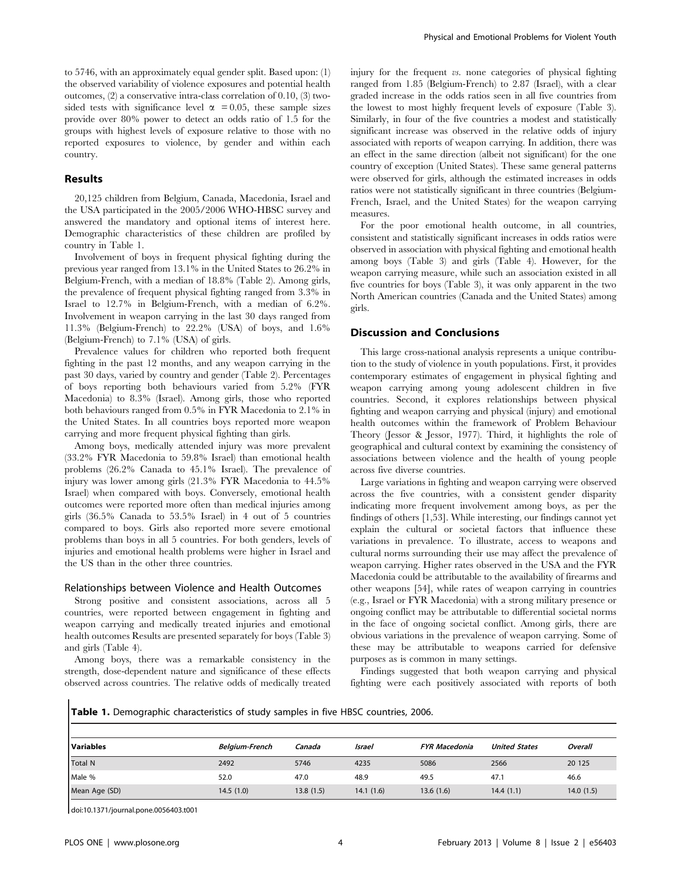to 5746, with an approximately equal gender split. Based upon: (1) the observed variability of violence exposures and potential health outcomes, (2) a conservative intra-class correlation of 0.10, (3) two-sided tests with significance level $\alpha = 0.05$, these sample sizes provide over 80% power to detect an odds ratio of 1.5 for the groups with highest levels of exposure relative to those with no reported exposures to violence, by gender and within each country.

## Results

20,125 children from Belgium, Canada, Macedonia, Israel and the USA participated in the 2005/2006 WHO-HBSC survey and answered the mandatory and optional items of interest here. Demographic characteristics of these children are profiled by country in Table 1.

Involvement of boys in frequent physical fighting during the previous year ranged from 13.1% in the United States to 26.2% in Belgium-French, with a median of 18.8% (Table 2). Among girls, the prevalence of frequent physical fighting ranged from 3.3% in Israel to 12.7% in Belgium-French, with a median of 6.2%. Involvement in weapon carrying in the last 30 days ranged from 11.3% (Belgium-French) to 22.2% (USA) of boys, and 1.6% (Belgium-French) to 7.1% (USA) of girls.

Prevalence values for children who reported both frequent fighting in the past 12 months, and any weapon carrying in the past 30 days, varied by country and gender (Table 2). Percentages of boys reporting both behaviours varied from 5.2% (FYR Macedonia) to 8.3% (Israel). Among girls, those who reported both behaviours ranged from 0.5% in FYR Macedonia to 2.1% in the United States. In all countries boys reported more weapon carrying and more frequent physical fighting than girls.

Among boys, medically attended injury was more prevalent (33.2% FYR Macedonia to 59.8% Israel) than emotional health problems (26.2% Canada to 45.1% Israel). The prevalence of injury was lower among girls (21.3% FYR Macedonia to 44.5% Israel) when compared with boys. Conversely, emotional health outcomes were reported more often than medical injuries among girls (36.5% Canada to 53.5% Israel) in 4 out of 5 countries compared to boys. Girls also reported more severe emotional problems than boys in all 5 countries. For both genders, levels of injuries and emotional health problems were higher in Israel and the US than in the other three countries.

### Relationships between Violence and Health Outcomes

Strong positive and consistent associations, across all 5 countries, were reported between engagement in fighting and weapon carrying and medically treated injuries and emotional health outcomes Results are presented separately for boys (Table 3) and girls (Table 4).

Among boys, there was a remarkable consistency in the strength, dose-dependent nature and significance of these effects observed across countries. The relative odds of medically treated injury for the frequent *vs.* none categories of physical fighting ranged from 1.85 (Belgium-French) to 2.87 (Israel), with a clear graded increase in the odds ratios seen in all five countries from the lowest to most highly frequent levels of exposure (Table 3). Similarly, in four of the five countries a modest and statistically significant increase was observed in the relative odds of injury associated with reports of weapon carrying. In addition, there was an effect in the same direction (albeit not significant) for the one country of exception (United States). These same general patterns were observed for girls, although the estimated increases in odds ratios were not statistically significant in three countries (Belgium-French, Israel, and the United States) for the weapon carrying measures.

For the poor emotional health outcome, in all countries, consistent and statistically significant increases in odds ratios were observed in association with physical fighting and emotional health among boys (Table 3) and girls (Table 4). However, for the weapon carrying measure, while such an association existed in all five countries for boys (Table 3), it was only apparent in the two North American countries (Canada and the United States) among girls.

## Discussion and Conclusions

This large cross-national analysis represents a unique contribution to the study of violence in youth populations. First, it provides contemporary estimates of engagement in physical fighting and weapon carrying among young adolescent children in five countries. Second, it explores relationships between physical fighting and weapon carrying and physical (injury) and emotional health outcomes within the framework of Problem Behaviour Theory (Jessor & Jessor, 1977). Third, it highlights the role of geographical and cultural context by examining the consistency of associations between violence and the health of young people across five diverse countries.

Large variations in fighting and weapon carrying were observed across the five countries, with a consistent gender disparity indicating more frequent involvement among boys, as per the findings of others [1,53]. While interesting, our findings cannot yet explain the cultural or societal factors that influence these variations in prevalence. To illustrate, access to weapons and cultural norms surrounding their use may affect the prevalence of weapon carrying. Higher rates observed in the USA and the FYR Macedonia could be attributable to the availability of firearms and other weapons [54], while rates of weapon carrying in countries (e.g., Israel or FYR Macedonia) with a strong military presence or ongoing conflict may be attributable to differential societal norms in the face of ongoing societal conflict. Among girls, there are obvious variations in the prevalence of weapon carrying. Some of these may be attributable to weapons carried for defensive purposes as is common in many settings.

Findings suggested that both weapon carrying and physical fighting were each positively associated with reports of both

**Table 1.** Demographic characteristics of study samples in five HBSC countries, 2006.

| Variables | *Belgium-French* | *Canada* | *Israel* | *FYR Macedonia* | *United States* | *Overall* |
|---|---|---|---|---|---|---|
| Total N | 2492 | 5746 | 4235 | 5086 | 2566 | 20 125 |
| Male % | 52.0 | 47.0 | 48.9 | 49.5 | 47.1 | 46.6 |
| Mean Age (SD) | 14.5 (1.0) | 13.8 (1.5) | 14.1 (1.6) | 13.6 (1.6) | 14.4 (1.1) | 14.0 (1.5) |

doi:10.1371/journal.pone.0056403.t001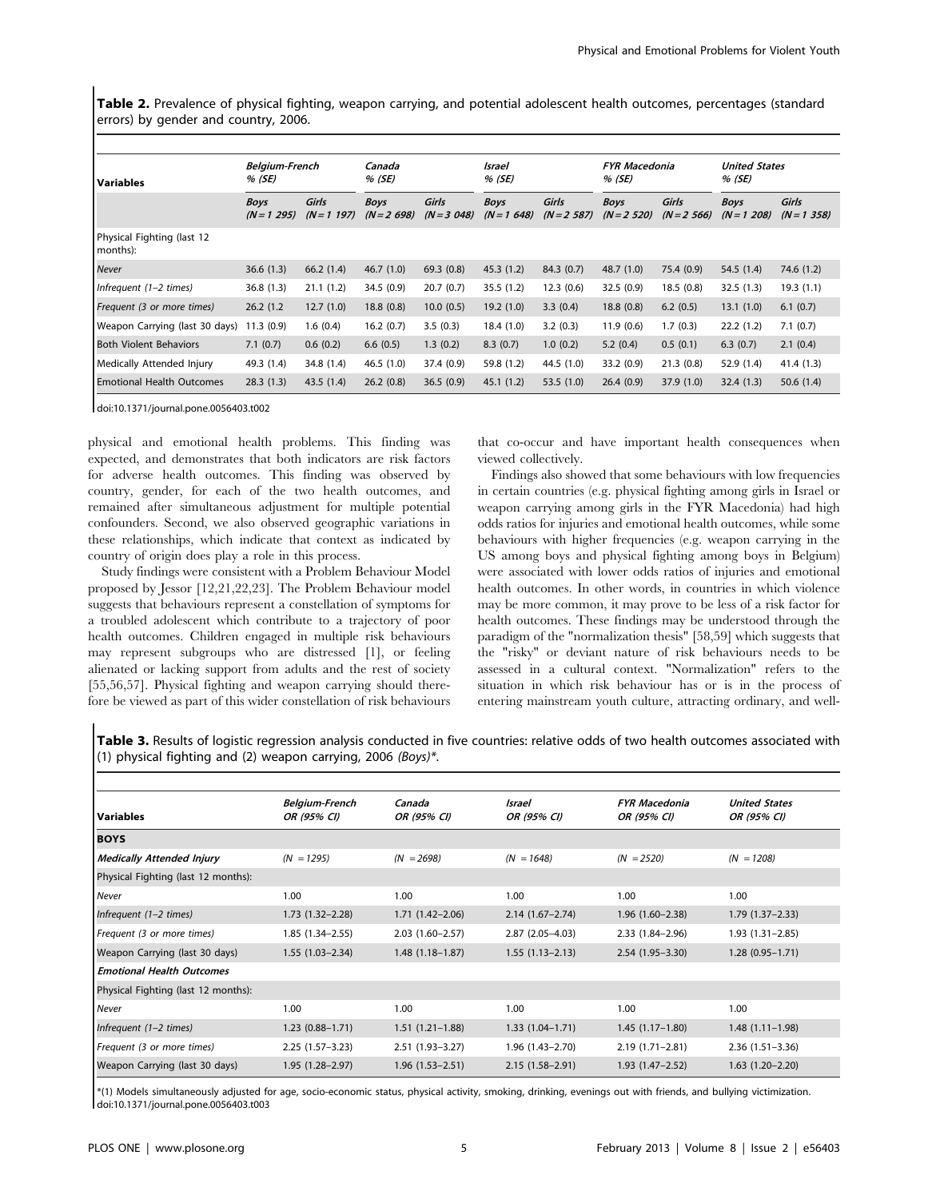**Table 2.** Prevalence of physical fighting, weapon carrying, and potential adolescent health outcomes, percentages (standard errors) by gender and country, 2006.

| Variables | *Belgium-French % (SE)* | | *Canada % (SE)* | | *Israel % (SE)* | | *FYR Macedonia % (SE)* | | *United States % (SE)* | |
|---|---|---|---|---|---|---|---|---|---|---|
| | *Boys (N = 1 295)* | *Girls (N = 1 197)* | *Boys (N = 2 698)* | *Girls (N = 3 048)* | *Boys (N = 1 648)* | *Girls (N = 2 587)* | *Boys (N = 2 520)* | *Girls (N = 2 566)* | *Boys (N = 1 208)* | *Girls (N = 1 358)* |
| Physical Fighting (last 12 months): | | | | | | | | | | |
| *Never* | 36.6 (1.3) | 66.2 (1.4) | 46.7 (1.0) | 69.3 (0.8) | 45.3 (1.2) | 84.3 (0.7) | 48.7 (1.0) | 75.4 (0.9) | 54.5 (1.4) | 74.6 (1.2) |
| *Infrequent (1–2 times)* | 36.8 (1.3) | 21.1 (1.2) | 34.5 (0.9) | 20.7 (0.7) | 35.5 (1.2) | 12.3 (0.6) | 32.5 (0.9) | 18.5 (0.8) | 32.5 (1.3) | 19.3 (1.1) |
| *Frequent (3 or more times)* | 26.2 (1.2 | 12.7 (1.0) | 18.8 (0.8) | 10.0 (0.5) | 19.2 (1.0) | 3.3 (0.4) | 18.8 (0.8) | 6.2 (0.5) | 13.1 (1.0) | 6.1 (0.7) |
| Weapon Carrying (last 30 days) | 11.3 (0.9) | 1.6 (0.4) | 16.2 (0.7) | 3.5 (0.3) | 18.4 (1.0) | 3.2 (0.3) | 11.9 (0.6) | 1.7 (0.3) | 22.2 (1.2) | 7.1 (0.7) |
| Both Violent Behaviors | 7.1 (0.7) | 0.6 (0.2) | 6.6 (0.5) | 1.3 (0.2) | 8.3 (0.7) | 1.0 (0.2) | 5.2 (0.4) | 0.5 (0.1) | 6.3 (0.7) | 2.1 (0.4) |
| Medically Attended Injury | 49.3 (1.4) | 34.8 (1.4) | 46.5 (1.0) | 37.4 (0.9) | 59.8 (1.2) | 44.5 (1.0) | 33.2 (0.9) | 21.3 (0.8) | 52.9 (1.4) | 41.4 (1.3) |
| Emotional Health Outcomes | 28.3 (1.3) | 43.5 (1.4) | 26.2 (0.8) | 36.5 (0.9) | 45.1 (1.2) | 53.5 (1.0) | 26.4 (0.9) | 37.9 (1.0) | 32.4 (1.3) | 50.6 (1.4) |

doi:10.1371/journal.pone.0056403.t002

physical and emotional health problems. This finding was expected, and demonstrates that both indicators are risk factors for adverse health outcomes. This finding was observed by country, gender, for each of the two health outcomes, and remained after simultaneous adjustment for multiple potential confounders. Second, we also observed geographic variations in these relationships, which indicate that context as indicated by country of origin does play a role in this process.

Study findings were consistent with a Problem Behaviour Model proposed by Jessor [12,21,22,23]. The Problem Behaviour model suggests that behaviours represent a constellation of symptoms for a troubled adolescent which contribute to a trajectory of poor health outcomes. Children engaged in multiple risk behaviours may represent subgroups who are distressed [1], or feeling alienated or lacking support from adults and the rest of society [55,56,57]. Physical fighting and weapon carrying should therefore be viewed as part of this wider constellation of risk behaviours that co-occur and have important health consequences when viewed collectively.

Findings also showed that some behaviours with low frequencies in certain countries (e.g. physical fighting among girls in Israel or weapon carrying among girls in the FYR Macedonia) had high odds ratios for injuries and emotional health outcomes, while some behaviours with higher frequencies (e.g. weapon carrying in the US among boys and physical fighting among boys in Belgium) were associated with lower odds ratios of injuries and emotional health outcomes. In other words, in countries in which violence may be more common, it may prove to be less of a risk factor for health outcomes. These findings may be understood through the paradigm of the "normalization thesis" [58,59] which suggests that the "risky" or deviant nature of risk behaviours needs to be assessed in a cultural context. "Normalization" refers to the situation in which risk behaviour has or is in the process of entering mainstream youth culture, attracting ordinary, and well-

**Table 3.** Results of logistic regression analysis conducted in five countries: relative odds of two health outcomes associated with (1) physical fighting and (2) weapon carrying, 2006 *(Boys)**.

| Variables | *Belgium-French OR (95% CI)* | *Canada OR (95% CI)* | *Israel OR (95% CI)* | *FYR Macedonia OR (95% CI)* | *United States OR (95% CI)* |
|---|---|---|---|---|---|
| **BOYS** | | | | | |
| ***Medically Attended Injury*** | *(N = 1295)* | *(N = 2698)* | *(N = 1648)* | *(N = 2520)* | *(N = 1208)* |
| Physical Fighting (last 12 months): | | | | | |
| *Never* | 1.00 | 1.00 | 1.00 | 1.00 | 1.00 |
| *Infrequent (1–2 times)* | 1.73 (1.32–2.28) | 1.71 (1.42–2.06) | 2.14 (1.67–2.74) | 1.96 (1.60–2.38) | 1.79 (1.37–2.33) |
| *Frequent (3 or more times)* | 1.85 (1.34–2.55) | 2.03 (1.60–2.57) | 2.87 (2.05–4.03) | 2.33 (1.84–2.96) | 1.93 (1.31–2.85) |
| Weapon Carrying (last 30 days) | 1.55 (1.03–2.34) | 1.48 (1.18–1.87) | 1.55 (1.13–2.13) | 2.54 (1.95–3.30) | 1.28 (0.95–1.71) |
| ***Emotional Health Outcomes*** | | | | | |
| Physical Fighting (last 12 months): | | | | | |
| *Never* | 1.00 | 1.00 | 1.00 | 1.00 | 1.00 |
| *Infrequent (1–2 times)* | 1.23 (0.88–1.71) | 1.51 (1.21–1.88) | 1.33 (1.04–1.71) | 1.45 (1.17–1.80) | 1.48 (1.11–1.98) |
| *Frequent (3 or more times)* | 2.25 (1.57–3.23) | 2.51 (1.93–3.27) | 1.96 (1.43–2.70) | 2.19 (1.71–2.81) | 2.36 (1.51–3.36) |
| Weapon Carrying (last 30 days) | 1.95 (1.28–2.97) | 1.96 (1.53–2.51) | 2.15 (1.58–2.91) | 1.93 (1.47–2.52) | 1.63 (1.20–2.20) |

*(1) Models simultaneously adjusted for age, socio-economic status, physical activity, smoking, drinking, evenings out with friends, and bullying victimization.
doi:10.1371/journal.pone.0056403.t003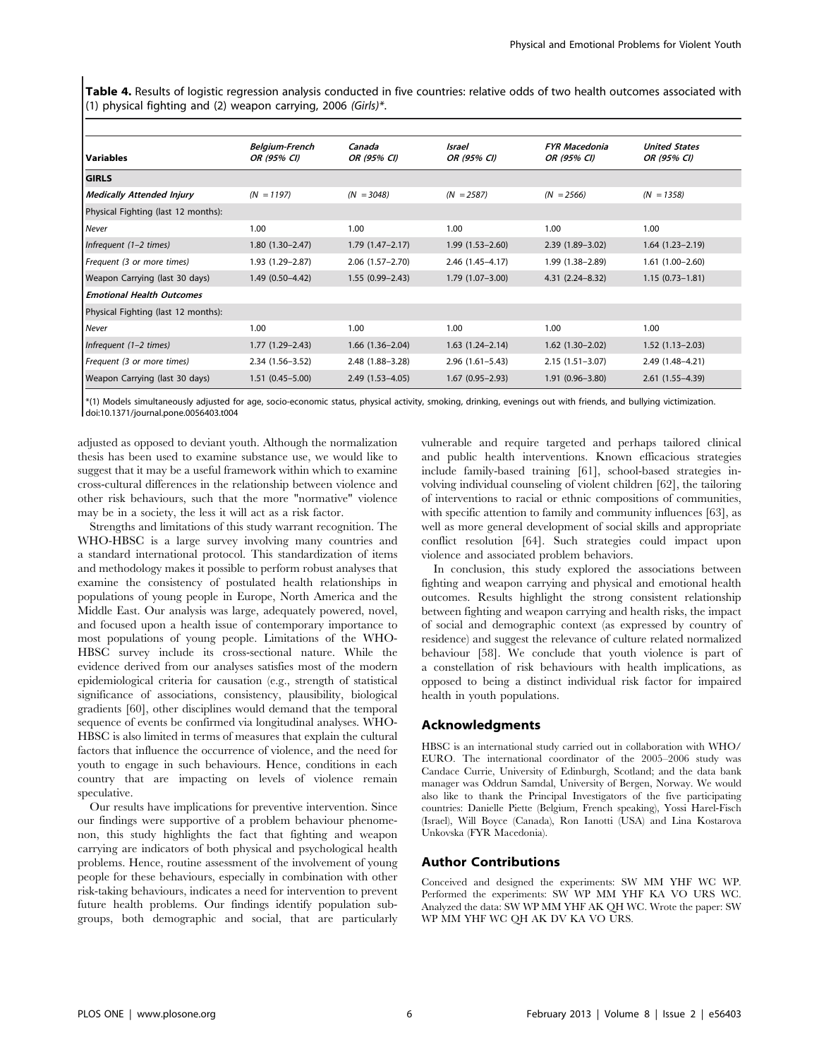**Table 4.** Results of logistic regression analysis conducted in five countries: relative odds of two health outcomes associated with (1) physical fighting and (2) weapon carrying, 2006 *(Girls)*\*.

| Variables | *Belgium-French* *OR (95% CI)* | *Canada* *OR (95% CI)* | *Israel* *OR (95% CI)* | *FYR Macedonia* *OR (95% CI)* | *United States* *OR (95% CI)* |
|---|---|---|---|---|---|
| **GIRLS** | | | | | |
| ***Medically Attended Injury*** | *(N = 1197)* | *(N = 3048)* | *(N = 2587)* | *(N = 2566)* | *(N = 1358)* |
| Physical Fighting (last 12 months): | | | | | |
| *Never* | 1.00 | 1.00 | 1.00 | 1.00 | 1.00 |
| *Infrequent (1–2 times)* | 1.80 (1.30–2.47) | 1.79 (1.47–2.17) | 1.99 (1.53–2.60) | 2.39 (1.89–3.02) | 1.64 (1.23–2.19) |
| *Frequent (3 or more times)* | 1.93 (1.29–2.87) | 2.06 (1.57–2.70) | 2.46 (1.45–4.17) | 1.99 (1.38–2.89) | 1.61 (1.00–2.60) |
| Weapon Carrying (last 30 days) | 1.49 (0.50–4.42) | 1.55 (0.99–2.43) | 1.79 (1.07–3.00) | 4.31 (2.24–8.32) | 1.15 (0.73–1.81) |
| ***Emotional Health Outcomes*** | | | | | |
| Physical Fighting (last 12 months): | | | | | |
| *Never* | 1.00 | 1.00 | 1.00 | 1.00 | 1.00 |
| *Infrequent (1–2 times)* | 1.77 (1.29–2.43) | 1.66 (1.36–2.04) | 1.63 (1.24–2.14) | 1.62 (1.30–2.02) | 1.52 (1.13–2.03) |
| *Frequent (3 or more times)* | 2.34 (1.56–3.52) | 2.48 (1.88–3.28) | 2.96 (1.61–5.43) | 2.15 (1.51–3.07) | 2.49 (1.48–4.21) |
| Weapon Carrying (last 30 days) | 1.51 (0.45–5.00) | 2.49 (1.53–4.05) | 1.67 (0.95–2.93) | 1.91 (0.96–3.80) | 2.61 (1.55–4.39) |

\*(1) Models simultaneously adjusted for age, socio-economic status, physical activity, smoking, drinking, evenings out with friends, and bullying victimization.
doi:10.1371/journal.pone.0056403.t004

adjusted as opposed to deviant youth. Although the normalization thesis has been used to examine substance use, we would like to suggest that it may be a useful framework within which to examine cross-cultural differences in the relationship between violence and other risk behaviours, such that the more "normative" violence may be in a society, the less it will act as a risk factor.

Strengths and limitations of this study warrant recognition. The WHO-HBSC is a large survey involving many countries and a standard international protocol. This standardization of items and methodology makes it possible to perform robust analyses that examine the consistency of postulated health relationships in populations of young people in Europe, North America and the Middle East. Our analysis was large, adequately powered, novel, and focused upon a health issue of contemporary importance to most populations of young people. Limitations of the WHO-HBSC survey include its cross-sectional nature. While the evidence derived from our analyses satisfies most of the modern epidemiological criteria for causation (e.g., strength of statistical significance of associations, consistency, plausibility, biological gradients [60], other disciplines would demand that the temporal sequence of events be confirmed via longitudinal analyses. WHO-HBSC is also limited in terms of measures that explain the cultural factors that influence the occurrence of violence, and the need for youth to engage in such behaviours. Hence, conditions in each country that are impacting on levels of violence remain speculative.

Our results have implications for preventive intervention. Since our findings were supportive of a problem behaviour phenomenon, this study highlights the fact that fighting and weapon carrying are indicators of both physical and psychological health problems. Hence, routine assessment of the involvement of young people for these behaviours, especially in combination with other risk-taking behaviours, indicates a need for intervention to prevent future health problems. Our findings identify population subgroups, both demographic and social, that are particularly vulnerable and require targeted and perhaps tailored clinical and public health interventions. Known efficacious strategies include family-based training [61], school-based strategies involving individual counseling of violent children [62], the tailoring of interventions to racial or ethnic compositions of communities, with specific attention to family and community influences [63], as well as more general development of social skills and appropriate conflict resolution [64]. Such strategies could impact upon violence and associated problem behaviors.

In conclusion, this study explored the associations between fighting and weapon carrying and physical and emotional health outcomes. Results highlight the strong consistent relationship between fighting and weapon carrying and health risks, the impact of social and demographic context (as expressed by country of residence) and suggest the relevance of culture related normalized behaviour [58]. We conclude that youth violence is part of a constellation of risk behaviours with health implications, as opposed to being a distinct individual risk factor for impaired health in youth populations.

## Acknowledgments

HBSC is an international study carried out in collaboration with WHO/EURO. The international coordinator of the 2005–2006 study was Candace Currie, University of Edinburgh, Scotland; and the data bank manager was Oddrun Samdal, University of Bergen, Norway. We would also like to thank the Principal Investigators of the five participating countries: Danielle Piette (Belgium, French speaking), Yossi Harel-Fisch (Israel), Will Boyce (Canada), Ron Ianotti (USA) and Lina Kostarova Unkovska (FYR Macedonia).

## Author Contributions

Conceived and designed the experiments: SW MM YHF WC WP. Performed the experiments: SW WP MM YHF KA VO URS WC. Analyzed the data: SW WP MM YHF AK QH WC. Wrote the paper: SW WP MM YHF WC QH AK DV KA VO URS.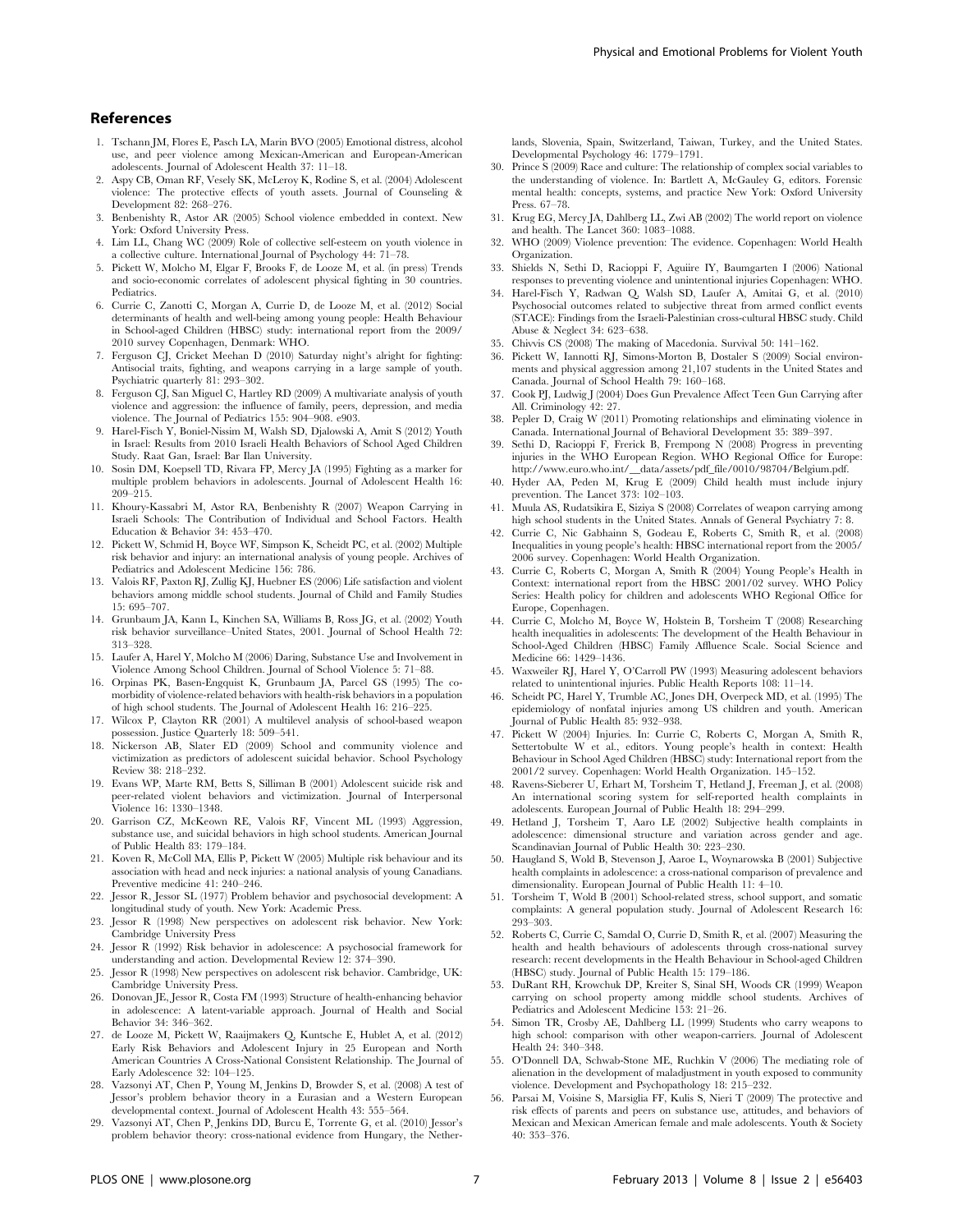## References

1. Tschann JM, Flores E, Pasch LA, Marin BVO (2005) Emotional distress, alcohol use, and peer violence among Mexican-American and European-American adolescents. Journal of Adolescent Health 37: 11–18.
2. Aspy CB, Oman RF, Vesely SK, McLeroy K, Rodine S, et al. (2004) Adolescent violence: The protective effects of youth assets. Journal of Counseling & Development 82: 268–276.
3. Benbenishty R, Astor AR (2005) School violence embedded in context. New York: Oxford University Press.
4. Lim LL, Chang WC (2009) Role of collective self-esteem on youth violence in a collective culture. International Journal of Psychology 44: 71–78.
5. Pickett W, Molcho M, Elgar F, Brooks F, de Looze M, et al. (in press) Trends and socio-economic correlates of adolescent physical fighting in 30 countries. Pediatrics.
6. Currie C, Zanotti C, Morgan A, Currie D, de Looze M, et al. (2012) Social determinants of health and well-being among young people: Health Behaviour in School-aged Children (HBSC) study: international report from the 2009/2010 survey Copenhagen, Denmark: WHO.
7. Ferguson CJ, Cricket Meehan D (2010) Saturday night's alright for fighting: Antisocial traits, fighting, and weapons carrying in a large sample of youth. Psychiatric quarterly 81: 293–302.
8. Ferguson CJ, San Miguel C, Hartley RD (2009) A multivariate analysis of youth violence and aggression: the influence of family, peers, depression, and media violence. The Journal of Pediatrics 155: 904–908. e903.
9. Harel-Fisch Y, Boniel-Nissim M, Walsh SD, Djalowski A, Amit S (2012) Youth in Israel: Results from 2010 Israeli Health Behaviors of School Aged Children Study. Raat Gan, Israel: Bar Ilan University.
10. Sosin DM, Koepsell TD, Rivara FP, Mercy JA (1995) Fighting as a marker for multiple problem behaviors in adolescents. Journal of Adolescent Health 16: 209–215.
11. Khoury-Kassabri M, Astor RA, Benbenishty R (2007) Weapon Carrying in Israeli Schools: The Contribution of Individual and School Factors. Health Education & Behavior 34: 453–470.
12. Pickett W, Schmid H, Boyce WF, Simpson K, Scheidt PC, et al. (2002) Multiple risk behavior and injury: an international analysis of young people. Archives of Pediatrics and Adolescent Medicine 156: 786.
13. Valois RF, Paxton RJ, Zullig KJ, Huebner ES (2006) Life satisfaction and violent behaviors among middle school students. Journal of Child and Family Studies 15: 695–707.
14. Grunbaum JA, Kann L, Kinchen SA, Williams B, Ross JG, et al. (2002) Youth risk behavior surveillance–United States, 2001. Journal of School Health 72: 313–328.
15. Laufer A, Harel Y, Molcho M (2006) Daring, Substance Use and Involvement in Violence Among School Children. Journal of School Violence 5: 71–88.
16. Orpinas PK, Basen-Engquist K, Grunbaum JA, Parcel GS (1995) The co-morbidity of violence-related behaviors with health-risk behaviors in a population of high school students. The Journal of Adolescent Health 16: 216–225.
17. Wilcox P, Clayton RR (2001) A multilevel analysis of school-based weapon possession. Justice Quarterly 18: 509–541.
18. Nickerson AB, Slater ED (2009) School and community violence and victimization as predictors of adolescent suicidal behavior. School Psychology Review 38: 218–232.
19. Evans WP, Marte RM, Betts S, Silliman B (2001) Adolescent suicide risk and peer-related violent behaviors and victimization. Journal of Interpersonal Violence 16: 1330–1348.
20. Garrison CZ, McKeown RE, Valois RF, Vincent ML (1993) Aggression, substance use, and suicidal behaviors in high school students. American Journal of Public Health 83: 179–184.
21. Koven R, McColl MA, Ellis P, Pickett W (2005) Multiple risk behaviour and its association with head and neck injuries: a national analysis of young Canadians. Preventive medicine 41: 240–246.
22. Jessor R, Jessor SL (1977) Problem behavior and psychosocial development: A longitudinal study of youth. New York: Academic Press.
23. Jessor R (1998) New perspectives on adolescent risk behavior. New York: Cambridge University Press
24. Jessor R (1992) Risk behavior in adolescence: A psychosocial framework for understanding and action. Developmental Review 12: 374–390.
25. Jessor R (1998) New perspectives on adolescent risk behavior. Cambridge, UK: Cambridge University Press.
26. Donovan JE, Jessor R, Costa FM (1993) Structure of health-enhancing behavior in adolescence: A latent-variable approach. Journal of Health and Social Behavior 34: 346–362.
27. de Looze M, Pickett W, Raaijmakers Q, Kuntsche E, Hublet A, et al. (2012) Early Risk Behaviors and Adolescent Injury in 25 European and North American Countries A Cross-National Consistent Relationship. The Journal of Early Adolescence 32: 104–125.
28. Vazsonyi AT, Chen P, Young M, Jenkins D, Browder S, et al. (2008) A test of Jessor's problem behavior theory in a Eurasian and a Western European developmental context. Journal of Adolescent Health 43: 555–564.
29. Vazsonyi AT, Chen P, Jenkins DD, Burcu E, Torrente G, et al. (2010) Jessor's problem behavior theory: cross-national evidence from Hungary, the Netherlands, Slovenia, Spain, Switzerland, Taiwan, Turkey, and the United States. Developmental Psychology 46: 1779–1791.
30. Prince S (2009) Race and culture: The relationship of complex social variables to the understanding of violence. In: Bartlett A, McGauley G, editors. Forensic mental health: concepts, systems, and practice New York: Oxford University Press. 67–78.
31. Krug EG, Mercy JA, Dahlberg LL, Zwi AB (2002) The world report on violence and health. The Lancet 360: 1083–1088.
32. WHO (2009) Violence prevention: The evidence. Copenhagen: World Health Organization.
33. Shields N, Sethi D, Racioppi F, Aguiire IY, Baumgarten I (2006) National responses to preventing violence and unintentional injuries Copenhagen: WHO.
34. Harel-Fisch Y, Radwan Q, Walsh SD, Laufer A, Amitai G, et al. (2010) Psychosocial outcomes related to subjective threat from armed conflict events (STACE): Findings from the Israeli-Palestinian cross-cultural HBSC study. Child Abuse & Neglect 34: 623–638.
35. Chivvis CS (2008) The making of Macedonia. Survival 50: 141–162.
36. Pickett W, Iannotti RJ, Simons-Morton B, Dostaler S (2009) Social environments and physical aggression among 21,107 students in the United States and Canada. Journal of School Health 79: 160–168.
37. Cook PJ, Ludwig J (2004) Does Gun Prevalence Affect Teen Gun Carrying after All. Criminology 42: 27.
38. Pepler D, Craig W (2011) Promoting relationships and eliminating violence in Canada. International Journal of Behavioral Development 35: 389–397.
39. Sethi D, Racioppi F, Frerick B, Frempong N (2008) Progress in preventing injuries in the WHO European Region. WHO Regional Office for Europe: http://www.euro.who.int/__data/assets/pdf_file/0010/98704/Belgium.pdf.
40. Hyder AA, Peden M, Krug E (2009) Child health must include injury prevention. The Lancet 373: 102–103.
41. Muula AS, Rudatsikira E, Siziya S (2008) Correlates of weapon carrying among high school students in the United States. Annals of General Psychiatry 7: 8.
42. Currie C, Nic Gabhainn S, Godeau E, Roberts C, Smith R, et al. (2008) Inequalities in young people's health: HBSC international report from the 2005/2006 survey. Copenhagen: World Health Organization.
43. Currie C, Roberts C, Morgan A, Smith R (2004) Young People's Health in Context: international report from the HBSC 2001/02 survey. WHO Policy Series: Health policy for children and adolescents WHO Regional Office for Europe, Copenhagen.
44. Currie C, Molcho M, Boyce W, Holstein B, Torsheim T (2008) Researching health inequalities in adolescents: The development of the Health Behaviour in School-Aged Children (HBSC) Family Affluence Scale. Social Science and Medicine 66: 1429–1436.
45. Waxweiler RJ, Harel Y, O'Carroll PW (1993) Measuring adolescent behaviors related to unintentional injuries. Public Health Reports 108: 11–14.
46. Scheidt PC, Harel Y, Trumble AC, Jones DH, Overpeck MD, et al. (1995) The epidemiology of nonfatal injuries among US children and youth. American Journal of Public Health 85: 932–938.
47. Pickett W (2004) Injuries. In: Currie C, Roberts C, Morgan A, Smith R, Settertobulte W et al., editors. Young people's health in context: Health Behaviour in School Aged Children (HBSC) study: International report from the 2001/2 survey. Copenhagen: World Health Organization. 145–152.
48. Ravens-Sieberer U, Erhart M, Torsheim T, Hetland J, Freeman J, et al. (2008) An international scoring system for self-reported health complaints in adolescents. European Journal of Public Health 18: 294–299.
49. Hetland J, Torsheim T, Aaro LE (2002) Subjective health complaints in adolescence: dimensional structure and variation across gender and age. Scandinavian Journal of Public Health 30: 223–230.
50. Haugland S, Wold B, Stevenson J, Aaroe L, Woynarowska B (2001) Subjective health complaints in adolescence: a cross-national comparison of prevalence and dimensionality. European Journal of Public Health 11: 4–10.
51. Torsheim T, Wold B (2001) School-related stress, school support, and somatic complaints: A general population study. Journal of Adolescent Research 16: 293–303.
52. Roberts C, Currie C, Samdal O, Currie D, Smith R, et al. (2007) Measuring the health and health behaviours of adolescents through cross-national survey research: recent developments in the Health Behaviour in School-aged Children (HBSC) study. Journal of Public Health 15: 179–186.
53. DuRant RH, Krowchuk DP, Kreiter S, Sinal SH, Woods CR (1999) Weapon carrying on school property among middle school students. Archives of Pediatrics and Adolescent Medicine 153: 21–26.
54. Simon TR, Crosby AE, Dahlberg LL (1999) Students who carry weapons to high school: comparison with other weapon-carriers. Journal of Adolescent Health 24: 340–348.
55. O'Donnell DA, Schwab-Stone ME, Ruchkin V (2006) The mediating role of alienation in the development of maladjustment in youth exposed to community violence. Development and Psychopathology 18: 215–232.
56. Parsai M, Voisine S, Marsiglia FF, Kulis S, Nieri T (2009) The protective and risk effects of parents and peers on substance use, attitudes, and behaviors of Mexican and Mexican American female and male adolescents. Youth & Society 40: 353–376.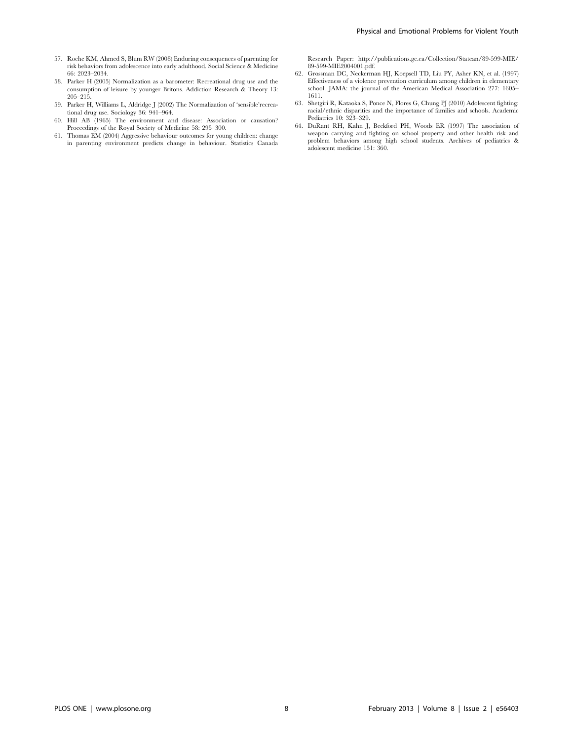57. Roche KM, Ahmed S, Blum RW (2008) Enduring consequences of parenting for risk behaviors from adolescence into early adulthood. Social Science & Medicine 66: 2023–2034.
58. Parker H (2005) Normalization as a barometer: Recreational drug use and the consumption of leisure by younger Britons. Addiction Research & Theory 13: 205–215.
59. Parker H, Williams L, Aldridge J (2002) The Normalization of 'sensible'recreational drug use. Sociology 36: 941–964.
60. Hill AB (1965) The environment and disease: Association or causation? Proceedings of the Royal Society of Medicine 58: 295–300.
61. Thomas EM (2004) Aggressive behaviour outcomes for young children: change in parenting environment predicts change in behaviour. Statistics Canada Research Paper: http://publications.gc.ca/Collection/Statcan/89-599-MIE/89-599-MIE2004001.pdf.
62. Grossman DC, Neckerman HJ, Koepsell TD, Liu PY, Asher KN, et al. (1997) Effectiveness of a violence prevention curriculum among children in elementary school. JAMA: the journal of the American Medical Association 277: 1605–1611.
63. Shetgiri R, Kataoka S, Ponce N, Flores G, Chung PJ (2010) Adolescent fighting: racial/ethnic disparities and the importance of families and schools. Academic Pediatrics 10: 323–329.
64. DuRant RH, Kahn J, Beckford PH, Woods ER (1997) The association of weapon carrying and fighting on school property and other health risk and problem behaviors among high school students. Archives of pediatrics & adolescent medicine 151: 360.